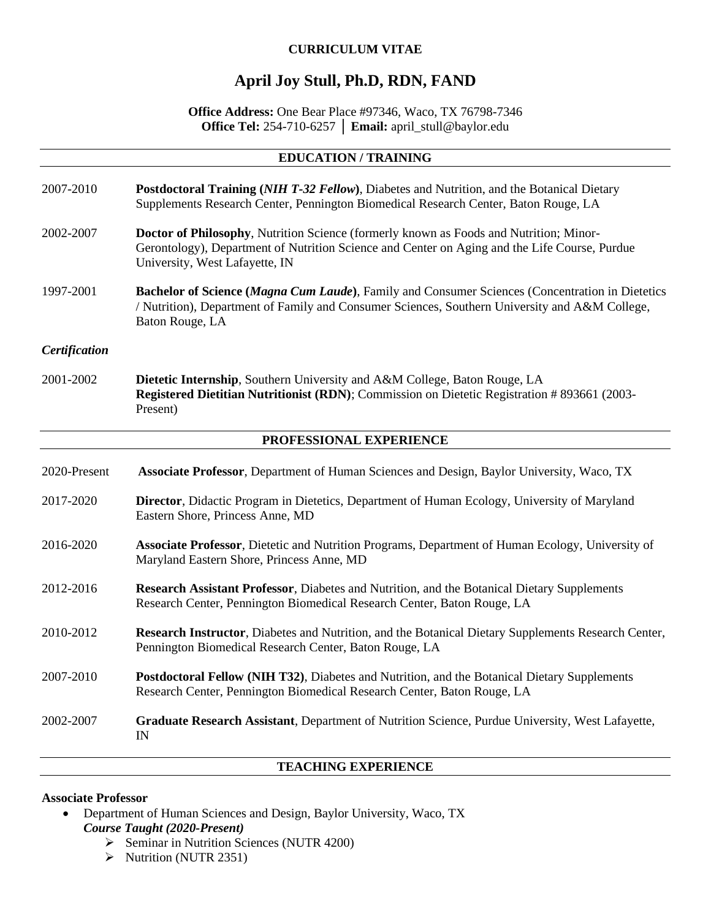**CURRICULUM VITAE**

# April Joy Stull, Ph.D, RDN, FAND

**Office Address:** One Bear Place #97346, Waco, TX 76798-7346
**Office Tel:** 254-710-6257 │ **Email:** april_stull@baylor.edu

## EDUCATION / TRAINING

2007-2010 **Postdoctoral Training (*NIH T-32 Fellow*)**, Diabetes and Nutrition, and the Botanical Dietary Supplements Research Center, Pennington Biomedical Research Center, Baton Rouge, LA

2002-2007 **Doctor of Philosophy**, Nutrition Science (formerly known as Foods and Nutrition; Minor-Gerontology), Department of Nutrition Science and Center on Aging and the Life Course, Purdue University, West Lafayette, IN

1997-2001 **Bachelor of Science (*Magna Cum Laude*)**, Family and Consumer Sciences (Concentration in Dietetics / Nutrition), Department of Family and Consumer Sciences, Southern University and A&M College, Baton Rouge, LA

### *Certification*

2001-2002 **Dietetic Internship**, Southern University and A&M College, Baton Rouge, LA
**Registered Dietitian Nutritionist (RDN)**; Commission on Dietetic Registration # 893661 (2003-Present)

## PROFESSIONAL EXPERIENCE

2020-Present **Associate Professor**, Department of Human Sciences and Design, Baylor University, Waco, TX

2017-2020 **Director**, Didactic Program in Dietetics, Department of Human Ecology, University of Maryland Eastern Shore, Princess Anne, MD

2016-2020 **Associate Professor**, Dietetic and Nutrition Programs, Department of Human Ecology, University of Maryland Eastern Shore, Princess Anne, MD

2012-2016 **Research Assistant Professor**, Diabetes and Nutrition, and the Botanical Dietary Supplements Research Center, Pennington Biomedical Research Center, Baton Rouge, LA

2010-2012 **Research Instructor**, Diabetes and Nutrition, and the Botanical Dietary Supplements Research Center, Pennington Biomedical Research Center, Baton Rouge, LA

2007-2010 **Postdoctoral Fellow (NIH T32)**, Diabetes and Nutrition, and the Botanical Dietary Supplements Research Center, Pennington Biomedical Research Center, Baton Rouge, LA

2002-2007 **Graduate Research Assistant**, Department of Nutrition Science, Purdue University, West Lafayette, IN

## TEACHING EXPERIENCE

**Associate Professor**

- Department of Human Sciences and Design, Baylor University, Waco, TX
  ***Course Taught (2020-Present)***
  - Seminar in Nutrition Sciences (NUTR 4200)
  - Nutrition (NUTR 2351)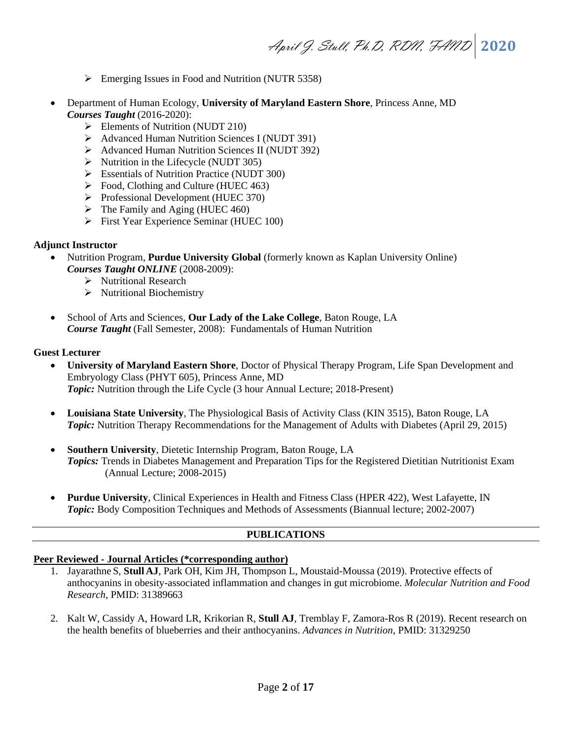- Emerging Issues in Food and Nutrition (NUTR 5358)

- Department of Human Ecology, **University of Maryland Eastern Shore**, Princess Anne, MD
  ***Courses Taught*** (2016-2020):
  - Elements of Nutrition (NUDT 210)
  - Advanced Human Nutrition Sciences I (NUDT 391)
  - Advanced Human Nutrition Sciences II (NUDT 392)
  - Nutrition in the Lifecycle (NUDT 305)
  - Essentials of Nutrition Practice (NUDT 300)
  - Food, Clothing and Culture (HUEC 463)
  - Professional Development (HUEC 370)
  - The Family and Aging (HUEC 460)
  - First Year Experience Seminar (HUEC 100)

**Adjunct Instructor**

- Nutrition Program, **Purdue University Global** (formerly known as Kaplan University Online)
  ***Courses Taught ONLINE*** (2008-2009):
  - Nutritional Research
  - Nutritional Biochemistry

- School of Arts and Sciences, **Our Lady of the Lake College**, Baton Rouge, LA
  ***Course Taught*** (Fall Semester, 2008): Fundamentals of Human Nutrition

**Guest Lecturer**

- **University of Maryland Eastern Shore**, Doctor of Physical Therapy Program, Life Span Development and Embryology Class (PHYT 605), Princess Anne, MD
  ***Topic:*** Nutrition through the Life Cycle (3 hour Annual Lecture; 2018-Present)

- **Louisiana State University**, The Physiological Basis of Activity Class (KIN 3515), Baton Rouge, LA
  ***Topic:*** Nutrition Therapy Recommendations for the Management of Adults with Diabetes (April 29, 2015)

- **Southern University**, Dietetic Internship Program, Baton Rouge, LA
  ***Topics:*** Trends in Diabetes Management and Preparation Tips for the Registered Dietitian Nutritionist Exam (Annual Lecture; 2008-2015)

- **Purdue University**, Clinical Experiences in Health and Fitness Class (HPER 422), West Lafayette, IN
  ***Topic:*** Body Composition Techniques and Methods of Assessments (Biannual lecture; 2002-2007)

## PUBLICATIONS

**Peer Reviewed - Journal Articles (*corresponding author)**

1. Jayarathne S, **Stull AJ**, Park OH, Kim JH, Thompson L, Moustaid-Moussa (2019). Protective effects of anthocyanins in obesity-associated inflammation and changes in gut microbiome. *Molecular Nutrition and Food Research*, PMID: 31389663

2. Kalt W, Cassidy A, Howard LR, Krikorian R, **Stull AJ**, Tremblay F, Zamora-Ros R (2019). Recent research on the health benefits of blueberries and their anthocyanins. *Advances in Nutrition*, PMID: 31329250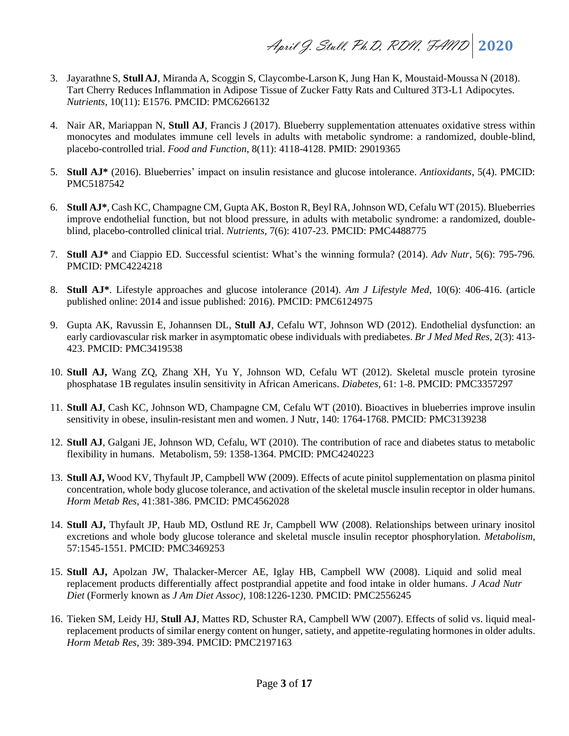3. Jayarathne S, **Stull AJ**, Miranda A, Scoggin S, Claycombe-Larson K, Jung Han K, Moustaid-Moussa N (2018). Tart Cherry Reduces Inflammation in Adipose Tissue of Zucker Fatty Rats and Cultured 3T3-L1 Adipocytes. *Nutrients,* 10(11): E1576. PMCID: PMC6266132

4. Nair AR, Mariappan N, **Stull AJ**, Francis J (2017). Blueberry supplementation attenuates oxidative stress within monocytes and modulates immune cell levels in adults with metabolic syndrome: a randomized, double-blind, placebo-controlled trial. *Food and Function,* 8(11): 4118-4128. PMID: 29019365

5. **Stull AJ*** (2016). Blueberries' impact on insulin resistance and glucose intolerance. *Antioxidants*, 5(4). PMCID: PMC5187542

6. **Stull AJ***, Cash KC, Champagne CM, Gupta AK, Boston R, Beyl RA, Johnson WD, Cefalu WT (2015). Blueberries improve endothelial function, but not blood pressure, in adults with metabolic syndrome: a randomized, double-blind, placebo-controlled clinical trial. *Nutrients*, 7(6): 4107-23. PMCID: PMC4488775

7. **Stull AJ*** and Ciappio ED. Successful scientist: What's the winning formula? (2014). *Adv Nutr*, 5(6): 795-796. PMCID: PMC4224218

8. **Stull AJ***. Lifestyle approaches and glucose intolerance (2014). *Am J Lifestyle Med*, 10(6): 406-416. (article published online: 2014 and issue published: 2016). PMCID: PMC6124975

9. Gupta AK, Ravussin E, Johannsen DL, **Stull AJ**, Cefalu WT, Johnson WD (2012). Endothelial dysfunction: an early cardiovascular risk marker in asymptomatic obese individuals with prediabetes. *Br J Med Med Res*, 2(3): 413-423. PMCID: PMC3419538

10. **Stull AJ,** Wang ZQ, Zhang XH, Yu Y, Johnson WD, Cefalu WT (2012). Skeletal muscle protein tyrosine phosphatase 1B regulates insulin sensitivity in African Americans. *Diabetes*, 61: 1-8. PMCID: PMC3357297

11. **Stull AJ**, Cash KC, Johnson WD, Champagne CM, Cefalu WT (2010). Bioactives in blueberries improve insulin sensitivity in obese, insulin-resistant men and women. J Nutr, 140: 1764-1768. PMCID: PMC3139238

12. **Stull AJ**, Galgani JE, Johnson WD, Cefalu, WT (2010). The contribution of race and diabetes status to metabolic flexibility in humans. Metabolism, 59: 1358-1364. PMCID: PMC4240223

13. **Stull AJ,** Wood KV, Thyfault JP, Campbell WW (2009). Effects of acute pinitol supplementation on plasma pinitol concentration, whole body glucose tolerance, and activation of the skeletal muscle insulin receptor in older humans. *Horm Metab Res*, 41:381-386. PMCID: PMC4562028

14. **Stull AJ,** Thyfault JP, Haub MD, Ostlund RE Jr, Campbell WW (2008). Relationships between urinary inositol excretions and whole body glucose tolerance and skeletal muscle insulin receptor phosphorylation. *Metabolism*, 57:1545-1551. PMCID: PMC3469253

15. **Stull AJ,** Apolzan JW, Thalacker-Mercer AE, Iglay HB, Campbell WW (2008). Liquid and solid meal replacement products differentially affect postprandial appetite and food intake in older humans. *J Acad Nutr Diet* (Formerly known as *J Am Diet Assoc)*, 108:1226-1230. PMCID: PMC2556245

16. Tieken SM, Leidy HJ, **Stull AJ**, Mattes RD, Schuster RA, Campbell WW (2007). Effects of solid vs. liquid meal-replacement products of similar energy content on hunger, satiety, and appetite-regulating hormones in older adults. *Horm Metab Res*, 39: 389-394. PMCID: PMC2197163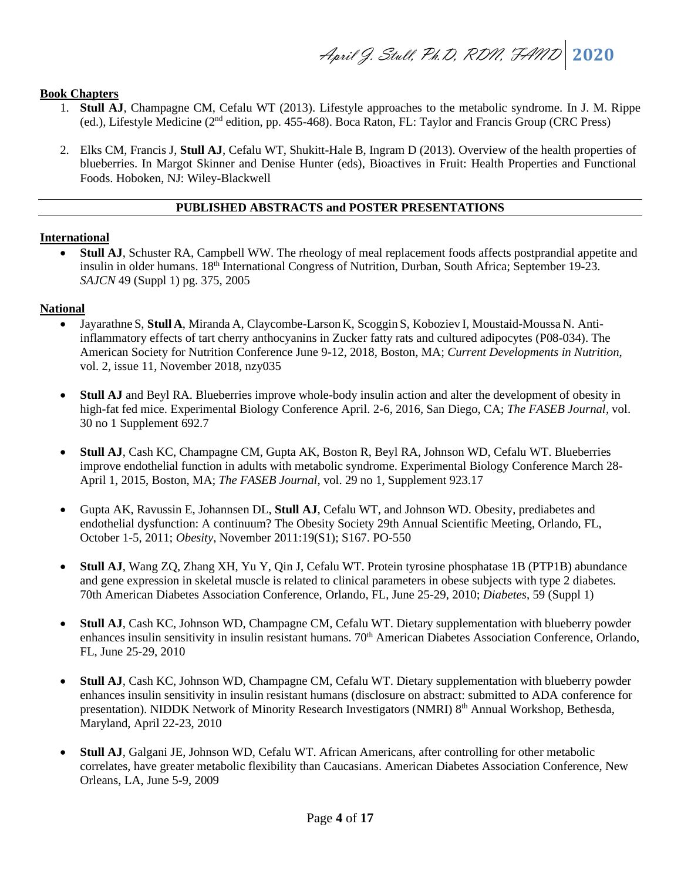### Book Chapters

1. **Stull AJ**, Champagne CM, Cefalu WT (2013). Lifestyle approaches to the metabolic syndrome. In J. M. Rippe (ed.), Lifestyle Medicine (2nd edition, pp. 455-468). Boca Raton, FL: Taylor and Francis Group (CRC Press)

2. Elks CM, Francis J, **Stull AJ**, Cefalu WT, Shukitt-Hale B, Ingram D (2013). Overview of the health properties of blueberries. In Margot Skinner and Denise Hunter (eds), Bioactives in Fruit: Health Properties and Functional Foods. Hoboken, NJ: Wiley-Blackwell

## PUBLISHED ABSTRACTS and POSTER PRESENTATIONS

### International

- **Stull AJ**, Schuster RA, Campbell WW. The rheology of meal replacement foods affects postprandial appetite and insulin in older humans. 18th International Congress of Nutrition, Durban, South Africa; September 19-23. *SAJCN* 49 (Suppl 1) pg. 375, 2005

### National

- Jayarathne S, **Stull A**, Miranda A, Claycombe-Larson K, Scoggin S, Koboziev I, Moustaid-Moussa N. Anti-inflammatory effects of tart cherry anthocyanins in Zucker fatty rats and cultured adipocytes (P08-034). The American Society for Nutrition Conference June 9-12, 2018, Boston, MA; *Current Developments in Nutrition*, vol. 2, issue 11, November 2018, nzy035

- **Stull AJ** and Beyl RA. Blueberries improve whole-body insulin action and alter the development of obesity in high-fat fed mice. Experimental Biology Conference April. 2-6, 2016, San Diego, CA; *The FASEB Journal*, vol. 30 no 1 Supplement 692.7

- **Stull AJ**, Cash KC, Champagne CM, Gupta AK, Boston R, Beyl RA, Johnson WD, Cefalu WT. Blueberries improve endothelial function in adults with metabolic syndrome. Experimental Biology Conference March 28-April 1, 2015, Boston, MA; *The FASEB Journal*, vol. 29 no 1, Supplement 923.17

- Gupta AK, Ravussin E, Johannsen DL, **Stull AJ**, Cefalu WT, and Johnson WD. Obesity, prediabetes and endothelial dysfunction: A continuum? The Obesity Society 29th Annual Scientific Meeting, Orlando, FL, October 1-5, 2011; *Obesity*, November 2011:19(S1); S167. PO-550

- **Stull AJ**, Wang ZQ, Zhang XH, Yu Y, Qin J, Cefalu WT. Protein tyrosine phosphatase 1B (PTP1B) abundance and gene expression in skeletal muscle is related to clinical parameters in obese subjects with type 2 diabetes. 70th American Diabetes Association Conference, Orlando, FL, June 25-29, 2010; *Diabetes*, 59 (Suppl 1)

- **Stull AJ**, Cash KC, Johnson WD, Champagne CM, Cefalu WT. Dietary supplementation with blueberry powder enhances insulin sensitivity in insulin resistant humans. 70th American Diabetes Association Conference, Orlando, FL, June 25-29, 2010

- **Stull AJ**, Cash KC, Johnson WD, Champagne CM, Cefalu WT. Dietary supplementation with blueberry powder enhances insulin sensitivity in insulin resistant humans (disclosure on abstract: submitted to ADA conference for presentation). NIDDK Network of Minority Research Investigators (NMRI) 8th Annual Workshop, Bethesda, Maryland, April 22-23, 2010

- **Stull AJ**, Galgani JE, Johnson WD, Cefalu WT. African Americans, after controlling for other metabolic correlates, have greater metabolic flexibility than Caucasians. American Diabetes Association Conference, New Orleans, LA, June 5-9, 2009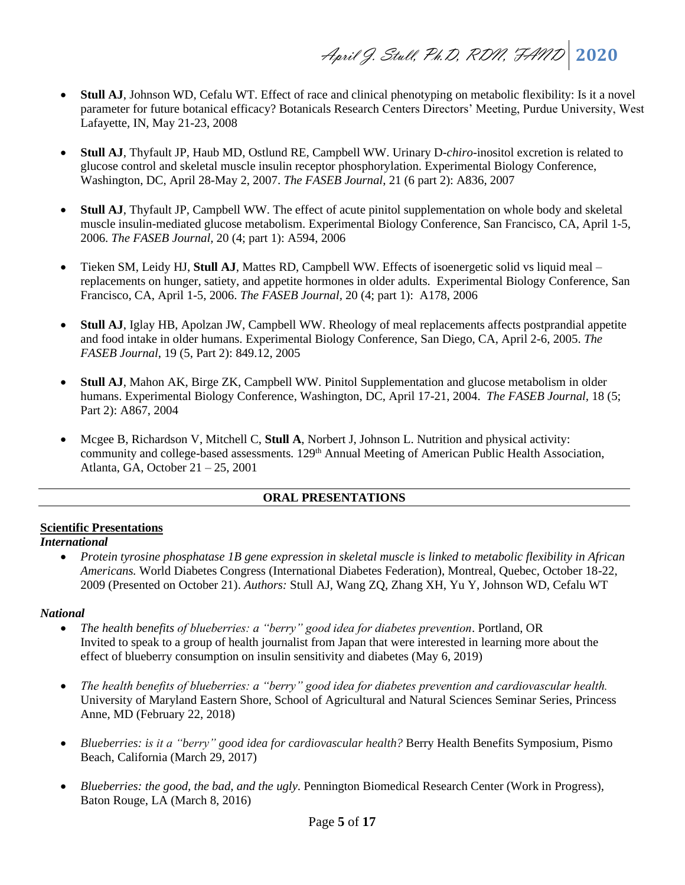- **Stull AJ**, Johnson WD, Cefalu WT. Effect of race and clinical phenotyping on metabolic flexibility: Is it a novel parameter for future botanical efficacy? Botanicals Research Centers Directors' Meeting, Purdue University, West Lafayette, IN, May 21-23, 2008

- **Stull AJ**, Thyfault JP, Haub MD, Ostlund RE, Campbell WW. Urinary D-*chiro*-inositol excretion is related to glucose control and skeletal muscle insulin receptor phosphorylation. Experimental Biology Conference, Washington, DC, April 28-May 2, 2007. *The FASEB Journal*, 21 (6 part 2): A836, 2007

- **Stull AJ**, Thyfault JP, Campbell WW. The effect of acute pinitol supplementation on whole body and skeletal muscle insulin-mediated glucose metabolism. Experimental Biology Conference, San Francisco, CA, April 1-5, 2006. *The FASEB Journal*, 20 (4; part 1): A594, 2006

- Tieken SM, Leidy HJ, **Stull AJ**, Mattes RD, Campbell WW. Effects of isoenergetic solid vs liquid meal – replacements on hunger, satiety, and appetite hormones in older adults. Experimental Biology Conference, San Francisco, CA, April 1-5, 2006. *The FASEB Journal*, 20 (4; part 1): A178, 2006

- **Stull AJ**, Iglay HB, Apolzan JW, Campbell WW. Rheology of meal replacements affects postprandial appetite and food intake in older humans. Experimental Biology Conference, San Diego, CA, April 2-6, 2005. *The FASEB Journal*, 19 (5, Part 2): 849.12, 2005

- **Stull AJ**, Mahon AK, Birge ZK, Campbell WW. Pinitol Supplementation and glucose metabolism in older humans. Experimental Biology Conference, Washington, DC, April 17-21, 2004. *The FASEB Journal*, 18 (5; Part 2): A867, 2004

- Mcgee B, Richardson V, Mitchell C, **Stull A**, Norbert J, Johnson L. Nutrition and physical activity: community and college-based assessments. 129th Annual Meeting of American Public Health Association, Atlanta, GA, October 21 – 25, 2001

## ORAL PRESENTATIONS

**Scientific Presentations**

***International***

- *Protein tyrosine phosphatase 1B gene expression in skeletal muscle is linked to metabolic flexibility in African Americans.* World Diabetes Congress (International Diabetes Federation), Montreal, Quebec, October 18-22, 2009 (Presented on October 21). *Authors:* Stull AJ, Wang ZQ, Zhang XH, Yu Y, Johnson WD, Cefalu WT

***National***

- *The health benefits of blueberries: a "berry" good idea for diabetes prevention*. Portland, OR Invited to speak to a group of health journalist from Japan that were interested in learning more about the effect of blueberry consumption on insulin sensitivity and diabetes (May 6, 2019)

- *The health benefits of blueberries: a "berry" good idea for diabetes prevention and cardiovascular health.* University of Maryland Eastern Shore, School of Agricultural and Natural Sciences Seminar Series, Princess Anne, MD (February 22, 2018)

- *Blueberries: is it a "berry" good idea for cardiovascular health?* Berry Health Benefits Symposium, Pismo Beach, California (March 29, 2017)

- *Blueberries: the good, the bad, and the ugly.* Pennington Biomedical Research Center (Work in Progress), Baton Rouge, LA (March 8, 2016)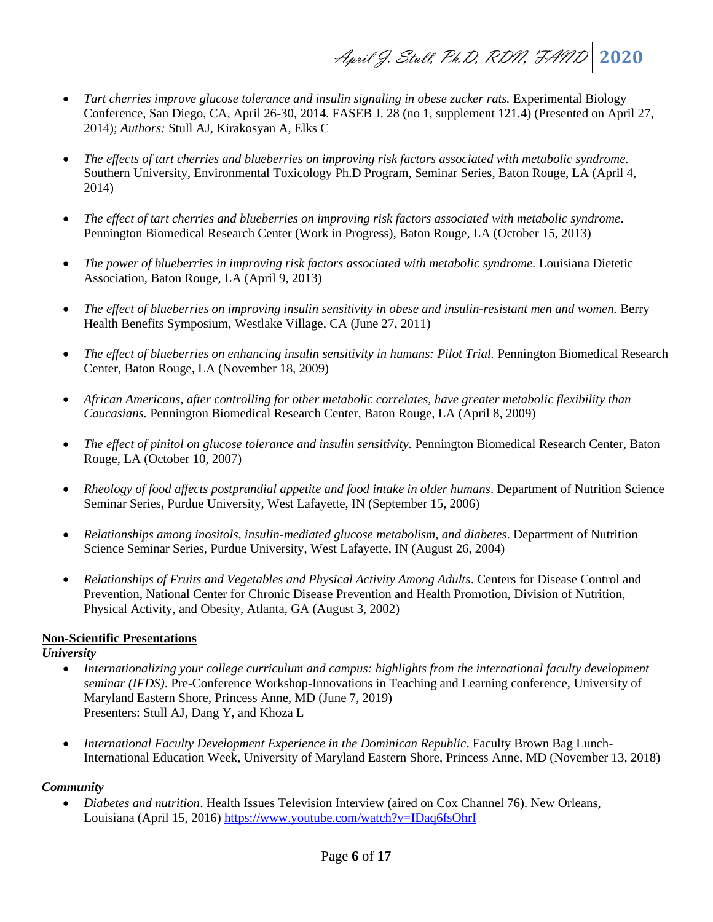- *Tart cherries improve glucose tolerance and insulin signaling in obese zucker rats.* Experimental Biology Conference, San Diego, CA, April 26-30, 2014. FASEB J. 28 (no 1, supplement 121.4) (Presented on April 27, 2014); *Authors:* Stull AJ, Kirakosyan A, Elks C

- *The effects of tart cherries and blueberries on improving risk factors associated with metabolic syndrome.* Southern University, Environmental Toxicology Ph.D Program, Seminar Series, Baton Rouge, LA (April 4, 2014)

- *The effect of tart cherries and blueberries on improving risk factors associated with metabolic syndrome*. Pennington Biomedical Research Center (Work in Progress), Baton Rouge, LA (October 15, 2013)

- *The power of blueberries in improving risk factors associated with metabolic syndrome.* Louisiana Dietetic Association, Baton Rouge, LA (April 9, 2013)

- *The effect of blueberries on improving insulin sensitivity in obese and insulin-resistant men and women.* Berry Health Benefits Symposium, Westlake Village, CA (June 27, 2011)

- *The effect of blueberries on enhancing insulin sensitivity in humans: Pilot Trial.* Pennington Biomedical Research Center, Baton Rouge, LA (November 18, 2009)

- *African Americans, after controlling for other metabolic correlates, have greater metabolic flexibility than Caucasians.* Pennington Biomedical Research Center, Baton Rouge, LA (April 8, 2009)

- *The effect of pinitol on glucose tolerance and insulin sensitivity.* Pennington Biomedical Research Center, Baton Rouge, LA (October 10, 2007)

- *Rheology of food affects postprandial appetite and food intake in older humans*. Department of Nutrition Science Seminar Series, Purdue University, West Lafayette, IN (September 15, 2006)

- *Relationships among inositols, insulin-mediated glucose metabolism, and diabetes*. Department of Nutrition Science Seminar Series, Purdue University, West Lafayette, IN (August 26, 2004)

- *Relationships of Fruits and Vegetables and Physical Activity Among Adults*. Centers for Disease Control and Prevention, National Center for Chronic Disease Prevention and Health Promotion, Division of Nutrition, Physical Activity, and Obesity, Atlanta, GA (August 3, 2002)

**Non-Scientific Presentations**

***University***

- *Internationalizing your college curriculum and campus: highlights from the international faculty development seminar (IFDS)*. Pre-Conference Workshop-Innovations in Teaching and Learning conference, University of Maryland Eastern Shore, Princess Anne, MD (June 7, 2019)
  Presenters: Stull AJ, Dang Y, and Khoza L

- *International Faculty Development Experience in the Dominican Republic*. Faculty Brown Bag Lunch-International Education Week, University of Maryland Eastern Shore, Princess Anne, MD (November 13, 2018)

***Community***

- *Diabetes and nutrition*. Health Issues Television Interview (aired on Cox Channel 76). New Orleans, Louisiana (April 15, 2016) https://www.youtube.com/watch?v=IDaq6fsOhrI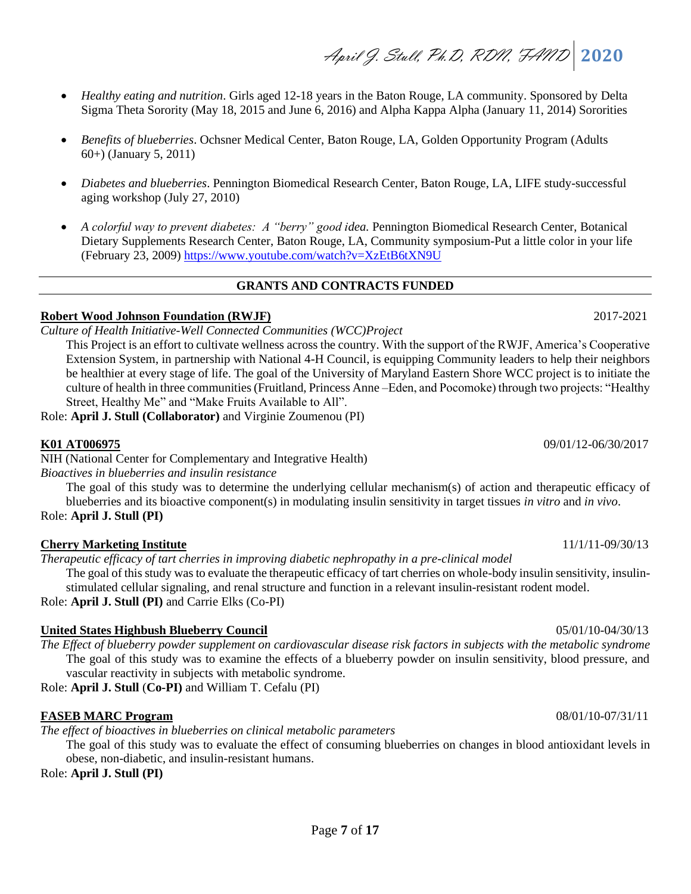- *Healthy eating and nutrition*. Girls aged 12-18 years in the Baton Rouge, LA community. Sponsored by Delta Sigma Theta Sorority (May 18, 2015 and June 6, 2016) and Alpha Kappa Alpha (January 11, 2014) Sororities

- *Benefits of blueberries*. Ochsner Medical Center, Baton Rouge, LA, Golden Opportunity Program (Adults 60+) (January 5, 2011)

- *Diabetes and blueberries*. Pennington Biomedical Research Center, Baton Rouge, LA, LIFE study-successful aging workshop (July 27, 2010)

- *A colorful way to prevent diabetes: A "berry" good idea.* Pennington Biomedical Research Center, Botanical Dietary Supplements Research Center, Baton Rouge, LA, Community symposium-Put a little color in your life (February 23, 2009) https://www.youtube.com/watch?v=XzEtB6tXN9U

## GRANTS AND CONTRACTS FUNDED

**Robert Wood Johnson Foundation (RWJF)** 2017-2021

*Culture of Health Initiative-Well Connected Communities (WCC)Project*

This Project is an effort to cultivate wellness across the country. With the support of the RWJF, America's Cooperative Extension System, in partnership with National 4-H Council, is equipping Community leaders to help their neighbors be healthier at every stage of life. The goal of the University of Maryland Eastern Shore WCC project is to initiate the culture of health in three communities (Fruitland, Princess Anne –Eden, and Pocomoke) through two projects: "Healthy Street, Healthy Me" and "Make Fruits Available to All".

Role: **April J. Stull (Collaborator)** and Virginie Zoumenou (PI)

**K01 AT006975** 09/01/12-06/30/2017

NIH (National Center for Complementary and Integrative Health)

*Bioactives in blueberries and insulin resistance*

The goal of this study was to determine the underlying cellular mechanism(s) of action and therapeutic efficacy of blueberries and its bioactive component(s) in modulating insulin sensitivity in target tissues *in vitro* and *in vivo*.

Role: **April J. Stull (PI)**

**Cherry Marketing Institute** 11/1/11-09/30/13

*Therapeutic efficacy of tart cherries in improving diabetic nephropathy in a pre-clinical model*

The goal of this study was to evaluate the therapeutic efficacy of tart cherries on whole-body insulin sensitivity, insulin-stimulated cellular signaling, and renal structure and function in a relevant insulin-resistant rodent model.

Role: **April J. Stull (PI)** and Carrie Elks (Co-PI)

**United States Highbush Blueberry Council** 05/01/10-04/30/13

*The Effect of blueberry powder supplement on cardiovascular disease risk factors in subjects with the metabolic syndrome*

The goal of this study was to examine the effects of a blueberry powder on insulin sensitivity, blood pressure, and vascular reactivity in subjects with metabolic syndrome.

Role: **April J. Stull** (**Co-PI)** and William T. Cefalu (PI)

**FASEB MARC Program** 08/01/10-07/31/11

*The effect of bioactives in blueberries on clinical metabolic parameters*

The goal of this study was to evaluate the effect of consuming blueberries on changes in blood antioxidant levels in obese, non-diabetic, and insulin-resistant humans.

Role: **April J. Stull (PI)**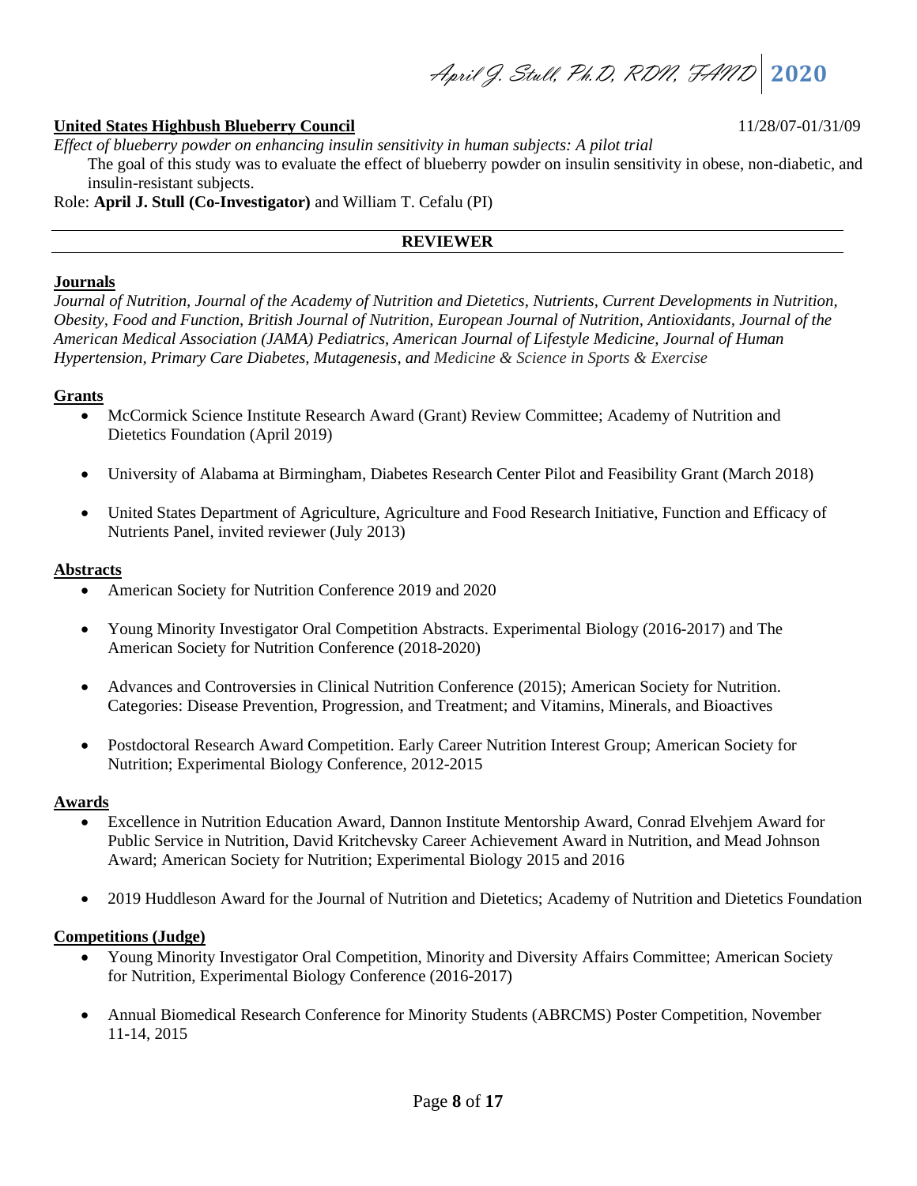**United States Highbush Blueberry Council** 11/28/07-01/31/09

*Effect of blueberry powder on enhancing insulin sensitivity in human subjects: A pilot trial*

The goal of this study was to evaluate the effect of blueberry powder on insulin sensitivity in obese, non-diabetic, and insulin-resistant subjects.

Role: **April J. Stull (Co-Investigator)** and William T. Cefalu (PI)

## REVIEWER

### Journals

*Journal of Nutrition, Journal of the Academy of Nutrition and Dietetics, Nutrients, Current Developments in Nutrition, Obesity, Food and Function, British Journal of Nutrition, European Journal of Nutrition, Antioxidants, Journal of the American Medical Association (JAMA) Pediatrics, American Journal of Lifestyle Medicine, Journal of Human Hypertension, Primary Care Diabetes, Mutagenesis, and Medicine & Science in Sports & Exercise*

### Grants

- McCormick Science Institute Research Award (Grant) Review Committee; Academy of Nutrition and Dietetics Foundation (April 2019)
- University of Alabama at Birmingham, Diabetes Research Center Pilot and Feasibility Grant (March 2018)
- United States Department of Agriculture, Agriculture and Food Research Initiative, Function and Efficacy of Nutrients Panel, invited reviewer (July 2013)

### Abstracts

- American Society for Nutrition Conference 2019 and 2020
- Young Minority Investigator Oral Competition Abstracts. Experimental Biology (2016-2017) and The American Society for Nutrition Conference (2018-2020)
- Advances and Controversies in Clinical Nutrition Conference (2015); American Society for Nutrition. Categories: Disease Prevention, Progression, and Treatment; and Vitamins, Minerals, and Bioactives
- Postdoctoral Research Award Competition. Early Career Nutrition Interest Group; American Society for Nutrition; Experimental Biology Conference, 2012-2015

### Awards

- Excellence in Nutrition Education Award, Dannon Institute Mentorship Award, Conrad Elvehjem Award for Public Service in Nutrition, David Kritchevsky Career Achievement Award in Nutrition, and Mead Johnson Award; American Society for Nutrition; Experimental Biology 2015 and 2016
- 2019 Huddleson Award for the Journal of Nutrition and Dietetics; Academy of Nutrition and Dietetics Foundation

### Competitions (Judge)

- Young Minority Investigator Oral Competition, Minority and Diversity Affairs Committee; American Society for Nutrition, Experimental Biology Conference (2016-2017)
- Annual Biomedical Research Conference for Minority Students (ABRCMS) Poster Competition, November 11-14, 2015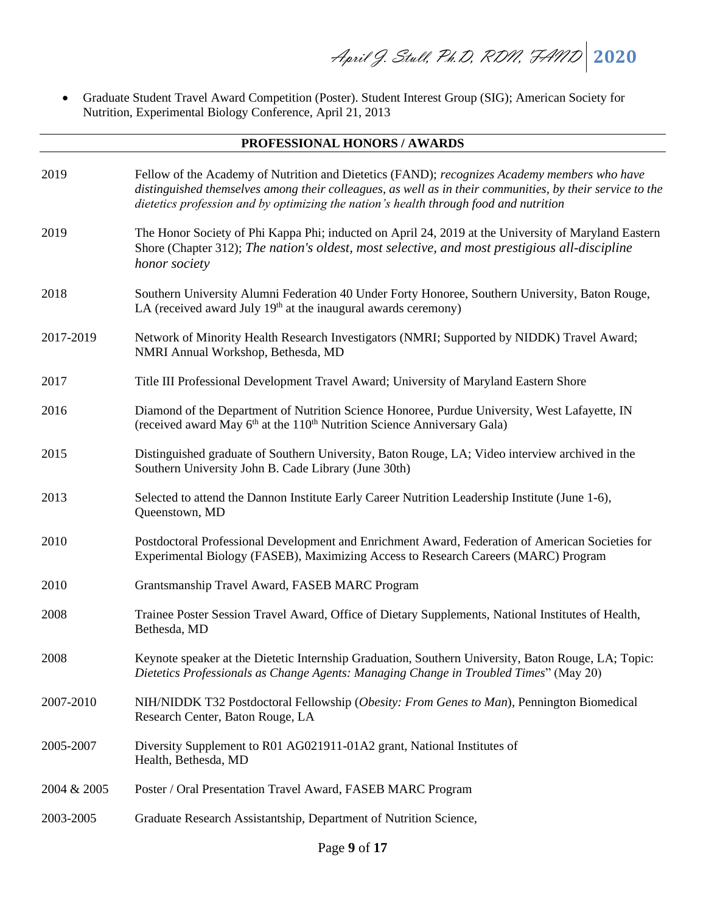- Graduate Student Travel Award Competition (Poster). Student Interest Group (SIG); American Society for Nutrition, Experimental Biology Conference, April 21, 2013

## PROFESSIONAL HONORS / AWARDS

| | |
|---|---|
| 2019 | Fellow of the Academy of Nutrition and Dietetics (FAND); *recognizes Academy members who have distinguished themselves among their colleagues, as well as in their communities, by their service to the dietetics profession and by optimizing the nation's health through food and nutrition* |
| 2019 | The Honor Society of Phi Kappa Phi; inducted on April 24, 2019 at the University of Maryland Eastern Shore (Chapter 312); *The nation's oldest, most selective, and most prestigious all-discipline honor society* |
| 2018 | Southern University Alumni Federation 40 Under Forty Honoree, Southern University, Baton Rouge, LA (received award July 19th at the inaugural awards ceremony) |
| 2017-2019 | Network of Minority Health Research Investigators (NMRI; Supported by NIDDK) Travel Award; NMRI Annual Workshop, Bethesda, MD |
| 2017 | Title III Professional Development Travel Award; University of Maryland Eastern Shore |
| 2016 | Diamond of the Department of Nutrition Science Honoree, Purdue University, West Lafayette, IN (received award May 6th at the 110th Nutrition Science Anniversary Gala) |
| 2015 | Distinguished graduate of Southern University, Baton Rouge, LA; Video interview archived in the Southern University John B. Cade Library (June 30th) |
| 2013 | Selected to attend the Dannon Institute Early Career Nutrition Leadership Institute (June 1-6), Queenstown, MD |
| 2010 | Postdoctoral Professional Development and Enrichment Award, Federation of American Societies for Experimental Biology (FASEB), Maximizing Access to Research Careers (MARC) Program |
| 2010 | Grantsmanship Travel Award, FASEB MARC Program |
| 2008 | Trainee Poster Session Travel Award, Office of Dietary Supplements, National Institutes of Health, Bethesda, MD |
| 2008 | Keynote speaker at the Dietetic Internship Graduation, Southern University, Baton Rouge, LA; Topic: *Dietetics Professionals as Change Agents: Managing Change in Troubled Times*" (May 20) |
| 2007-2010 | NIH/NIDDK T32 Postdoctoral Fellowship (*Obesity: From Genes to Man*), Pennington Biomedical Research Center, Baton Rouge, LA |
| 2005-2007 | Diversity Supplement to R01 AG021911-01A2 grant, National Institutes of Health, Bethesda, MD |
| 2004 & 2005 | Poster / Oral Presentation Travel Award, FASEB MARC Program |
| 2003-2005 | Graduate Research Assistantship, Department of Nutrition Science, |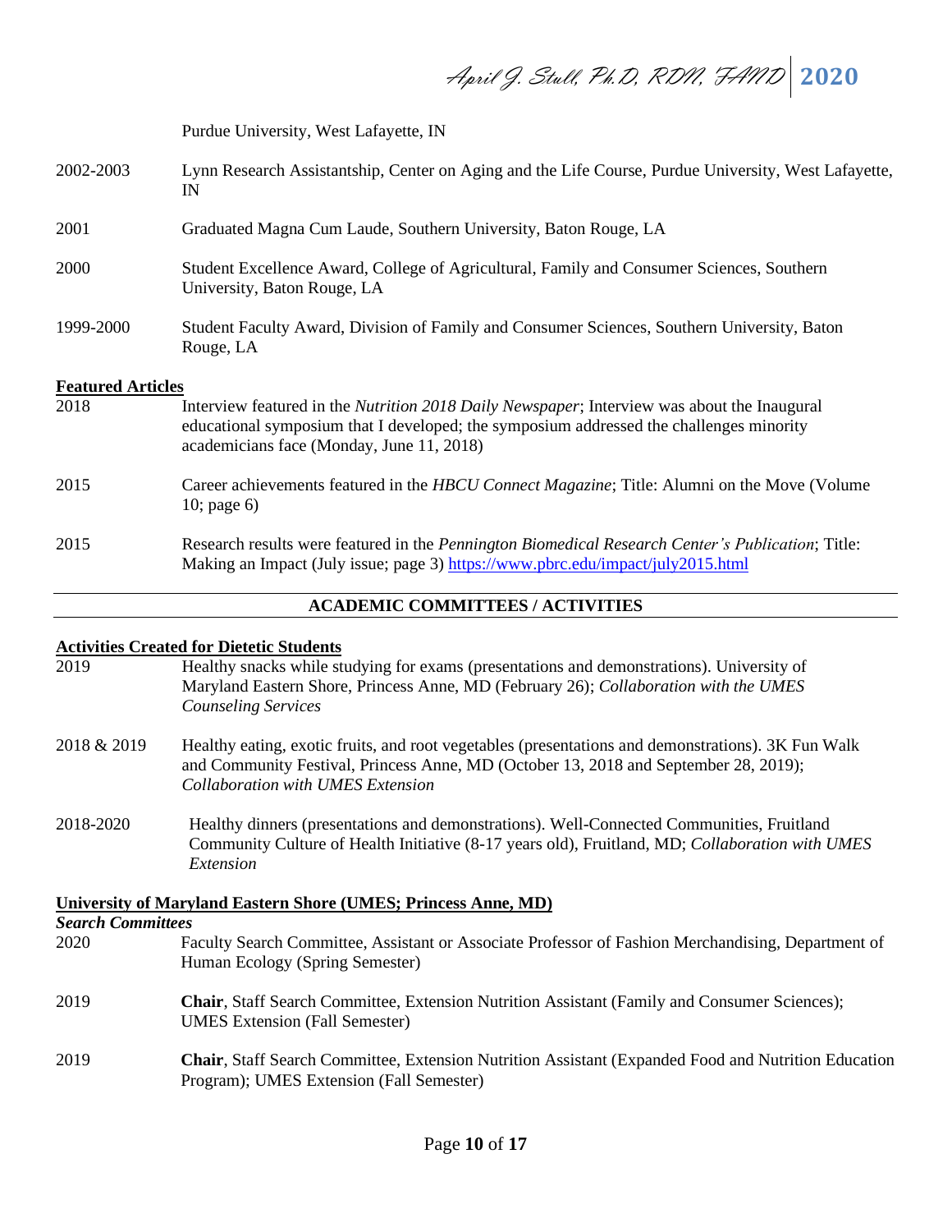Purdue University, West Lafayette, IN

2002-2003 Lynn Research Assistantship, Center on Aging and the Life Course, Purdue University, West Lafayette, IN

2001 Graduated Magna Cum Laude, Southern University, Baton Rouge, LA

2000 Student Excellence Award, College of Agricultural, Family and Consumer Sciences, Southern University, Baton Rouge, LA

1999-2000 Student Faculty Award, Division of Family and Consumer Sciences, Southern University, Baton Rouge, LA

**Featured Articles**

2018 Interview featured in the *Nutrition 2018 Daily Newspaper*; Interview was about the Inaugural educational symposium that I developed; the symposium addressed the challenges minority academicians face (Monday, June 11, 2018)

2015 Career achievements featured in the *HBCU Connect Magazine*; Title: Alumni on the Move (Volume 10; page 6)

2015 Research results were featured in the *Pennington Biomedical Research Center's Publication*; Title: Making an Impact (July issue; page 3) https://www.pbrc.edu/impact/july2015.html

## ACADEMIC COMMITTEES / ACTIVITIES

**Activities Created for Dietetic Students**

2019 Healthy snacks while studying for exams (presentations and demonstrations). University of Maryland Eastern Shore, Princess Anne, MD (February 26); *Collaboration with the UMES Counseling Services*

2018 & 2019 Healthy eating, exotic fruits, and root vegetables (presentations and demonstrations). 3K Fun Walk and Community Festival, Princess Anne, MD (October 13, 2018 and September 28, 2019); *Collaboration with UMES Extension*

2018-2020 Healthy dinners (presentations and demonstrations). Well-Connected Communities, Fruitland Community Culture of Health Initiative (8-17 years old), Fruitland, MD; *Collaboration with UMES Extension*

**University of Maryland Eastern Shore (UMES; Princess Anne, MD)**

***Search Committees***

2020 Faculty Search Committee, Assistant or Associate Professor of Fashion Merchandising, Department of Human Ecology (Spring Semester)

2019 **Chair**, Staff Search Committee, Extension Nutrition Assistant (Family and Consumer Sciences); UMES Extension (Fall Semester)

2019 **Chair**, Staff Search Committee, Extension Nutrition Assistant (Expanded Food and Nutrition Education Program); UMES Extension (Fall Semester)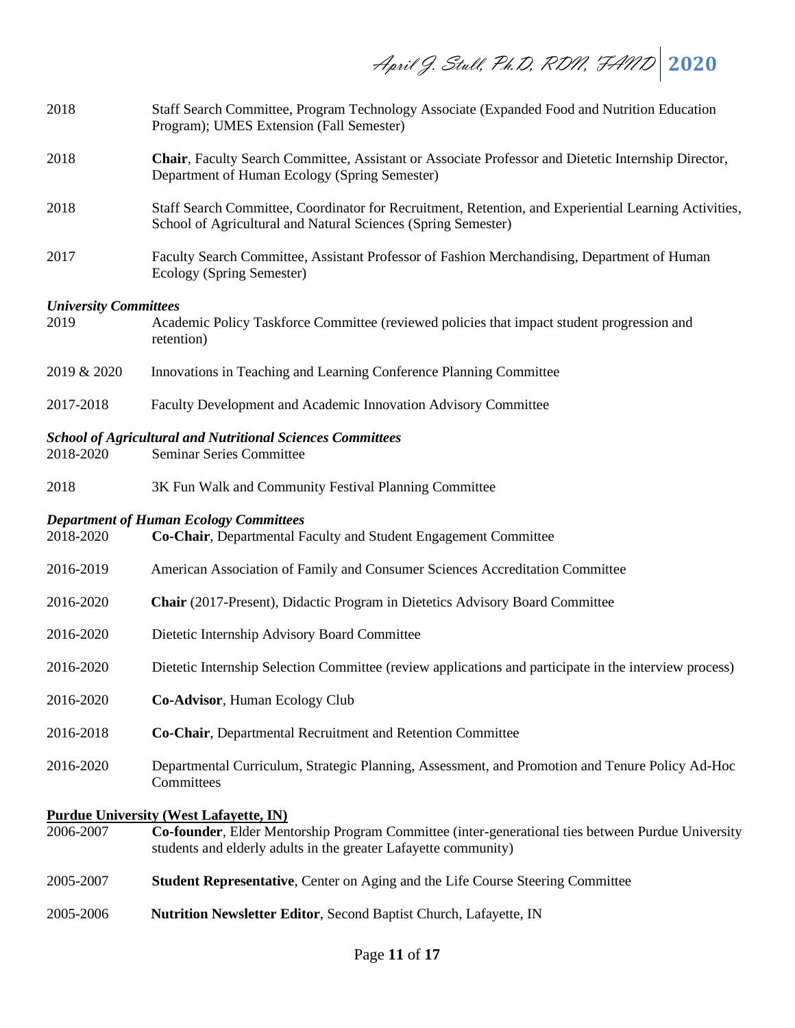2018 Staff Search Committee, Program Technology Associate (Expanded Food and Nutrition Education Program); UMES Extension (Fall Semester)

2018 **Chair**, Faculty Search Committee, Assistant or Associate Professor and Dietetic Internship Director, Department of Human Ecology (Spring Semester)

2018 Staff Search Committee, Coordinator for Recruitment, Retention, and Experiential Learning Activities, School of Agricultural and Natural Sciences (Spring Semester)

2017 Faculty Search Committee, Assistant Professor of Fashion Merchandising, Department of Human Ecology (Spring Semester)

***University Committees***

2019 Academic Policy Taskforce Committee (reviewed policies that impact student progression and retention)

2019 & 2020 Innovations in Teaching and Learning Conference Planning Committee

2017-2018 Faculty Development and Academic Innovation Advisory Committee

***School of Agricultural and Nutritional Sciences Committees***

2018-2020 Seminar Series Committee

2018 3K Fun Walk and Community Festival Planning Committee

***Department of Human Ecology Committees***

2018-2020 **Co-Chair**, Departmental Faculty and Student Engagement Committee

2016-2019 American Association of Family and Consumer Sciences Accreditation Committee

2016-2020 **Chair** (2017-Present), Didactic Program in Dietetics Advisory Board Committee

2016-2020 Dietetic Internship Advisory Board Committee

2016-2020 Dietetic Internship Selection Committee (review applications and participate in the interview process)

2016-2020 **Co-Advisor**, Human Ecology Club

2016-2018 **Co-Chair**, Departmental Recruitment and Retention Committee

2016-2020 Departmental Curriculum, Strategic Planning, Assessment, and Promotion and Tenure Policy Ad-Hoc Committees

**Purdue University (West Lafayette, IN)**

2006-2007 **Co-founder**, Elder Mentorship Program Committee (inter-generational ties between Purdue University students and elderly adults in the greater Lafayette community)

2005-2007 **Student Representative**, Center on Aging and the Life Course Steering Committee

2005-2006 **Nutrition Newsletter Editor**, Second Baptist Church, Lafayette, IN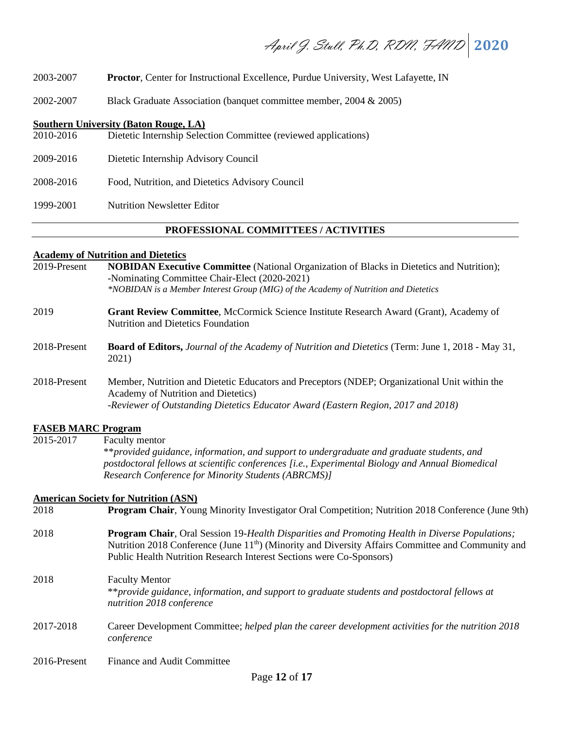2003-2007 **Proctor**, Center for Instructional Excellence, Purdue University, West Lafayette, IN

2002-2007 Black Graduate Association (banquet committee member, 2004 & 2005)

**Southern University (Baton Rouge, LA)**

2010-2016 Dietetic Internship Selection Committee (reviewed applications)

2009-2016 Dietetic Internship Advisory Council

2008-2016 Food, Nutrition, and Dietetics Advisory Council

1999-2001 Nutrition Newsletter Editor

---

## PROFESSIONAL COMMITTEES / ACTIVITIES

---

**Academy of Nutrition and Dietetics**

2019-Present **NOBIDAN Executive Committee** (National Organization of Blacks in Dietetics and Nutrition); -Nominating Committee Chair-Elect (2020-2021)
*\*NOBIDAN is a Member Interest Group (MIG) of the Academy of Nutrition and Dietetics*

2019 **Grant Review Committee**, McCormick Science Institute Research Award (Grant), Academy of Nutrition and Dietetics Foundation

2018-Present **Board of Editors,** *Journal of the Academy of Nutrition and Dietetics* (Term: June 1, 2018 - May 31, 2021)

2018-Present Member, Nutrition and Dietetic Educators and Preceptors (NDEP; Organizational Unit within the Academy of Nutrition and Dietetics)
*-Reviewer of Outstanding Dietetics Educator Award (Eastern Region, 2017 and 2018)*

**FASEB MARC Program**

2015-2017 Faculty mentor
*\*\*provided guidance, information, and support to undergraduate and graduate students, and postdoctoral fellows at scientific conferences [i.e., Experimental Biology and Annual Biomedical Research Conference for Minority Students (ABRCMS)]*

**American Society for Nutrition (ASN)**

2018 **Program Chair**, Young Minority Investigator Oral Competition; Nutrition 2018 Conference (June 9th)

2018 **Program Chair**, Oral Session 19-*Health Disparities and Promoting Health in Diverse Populations;* Nutrition 2018 Conference (June 11th) (Minority and Diversity Affairs Committee and Community and Public Health Nutrition Research Interest Sections were Co-Sponsors)

2018 Faculty Mentor
*\*\*provide guidance, information, and support to graduate students and postdoctoral fellows at nutrition 2018 conference*

2017-2018 Career Development Committee; *helped plan the career development activities for the nutrition 2018 conference*

2016-Present Finance and Audit Committee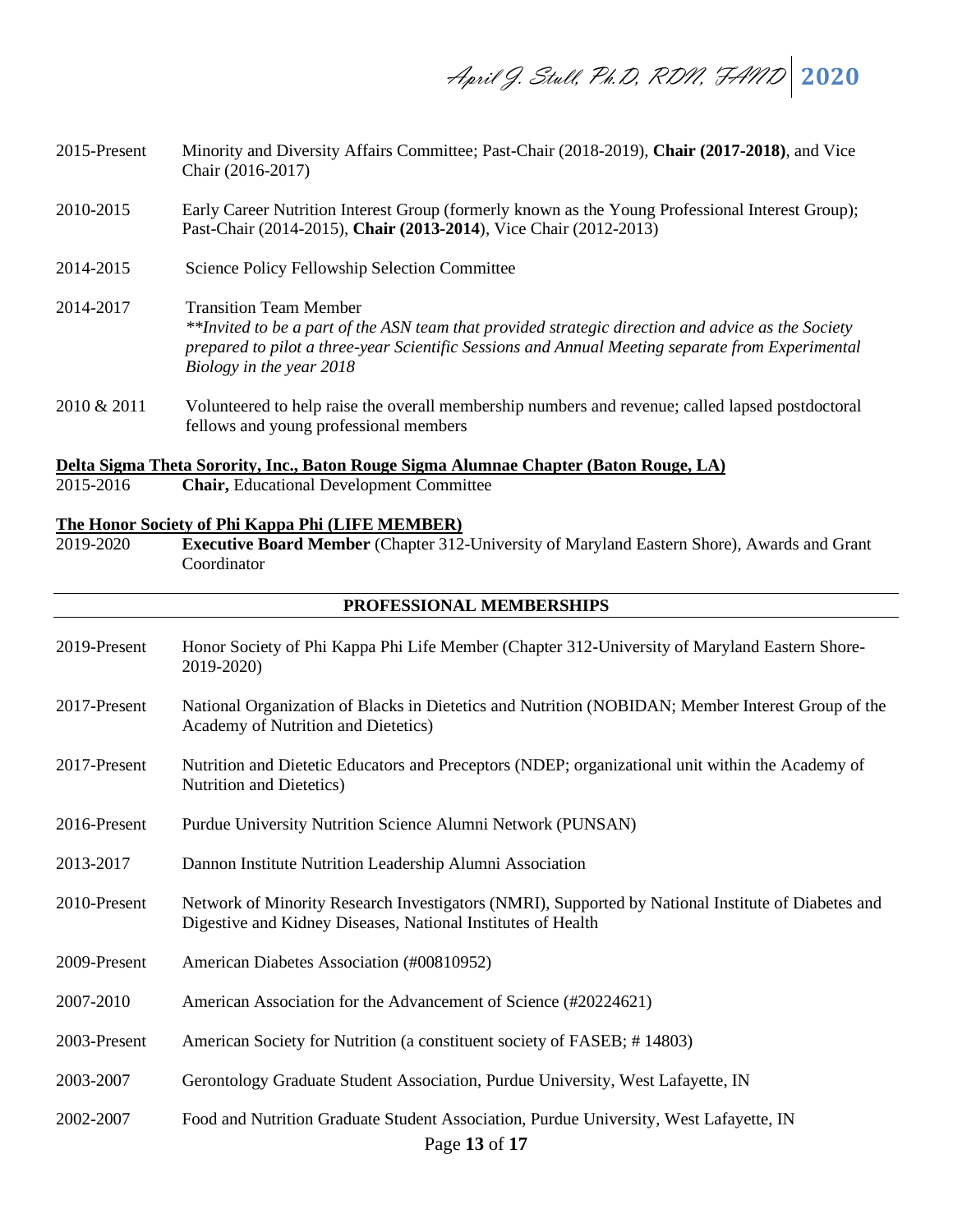2015-Present Minority and Diversity Affairs Committee; Past-Chair (2018-2019), **Chair (2017-2018)**, and Vice Chair (2016-2017)

2010-2015 Early Career Nutrition Interest Group (formerly known as the Young Professional Interest Group); Past-Chair (2014-2015), **Chair (2013-2014)**, Vice Chair (2012-2013)

2014-2015 Science Policy Fellowship Selection Committee

2014-2017 Transition Team Member
*\*\*Invited to be a part of the ASN team that provided strategic direction and advice as the Society prepared to pilot a three-year Scientific Sessions and Annual Meeting separate from Experimental Biology in the year 2018*

2010 & 2011 Volunteered to help raise the overall membership numbers and revenue; called lapsed postdoctoral fellows and young professional members

**Delta Sigma Theta Sorority, Inc., Baton Rouge Sigma Alumnae Chapter (Baton Rouge, LA)**

2015-2016 **Chair,** Educational Development Committee

**The Honor Society of Phi Kappa Phi (LIFE MEMBER)**

2019-2020 **Executive Board Member** (Chapter 312-University of Maryland Eastern Shore), Awards and Grant Coordinator

## PROFESSIONAL MEMBERSHIPS

2019-Present Honor Society of Phi Kappa Phi Life Member (Chapter 312-University of Maryland Eastern Shore-2019-2020)

2017-Present National Organization of Blacks in Dietetics and Nutrition (NOBIDAN; Member Interest Group of the Academy of Nutrition and Dietetics)

2017-Present Nutrition and Dietetic Educators and Preceptors (NDEP; organizational unit within the Academy of Nutrition and Dietetics)

2016-Present Purdue University Nutrition Science Alumni Network (PUNSAN)

2013-2017 Dannon Institute Nutrition Leadership Alumni Association

2010-Present Network of Minority Research Investigators (NMRI), Supported by National Institute of Diabetes and Digestive and Kidney Diseases, National Institutes of Health

2009-Present American Diabetes Association (#00810952)

2007-2010 American Association for the Advancement of Science (#20224621)

2003-Present American Society for Nutrition (a constituent society of FASEB; # 14803)

2003-2007 Gerontology Graduate Student Association, Purdue University, West Lafayette, IN

2002-2007 Food and Nutrition Graduate Student Association, Purdue University, West Lafayette, IN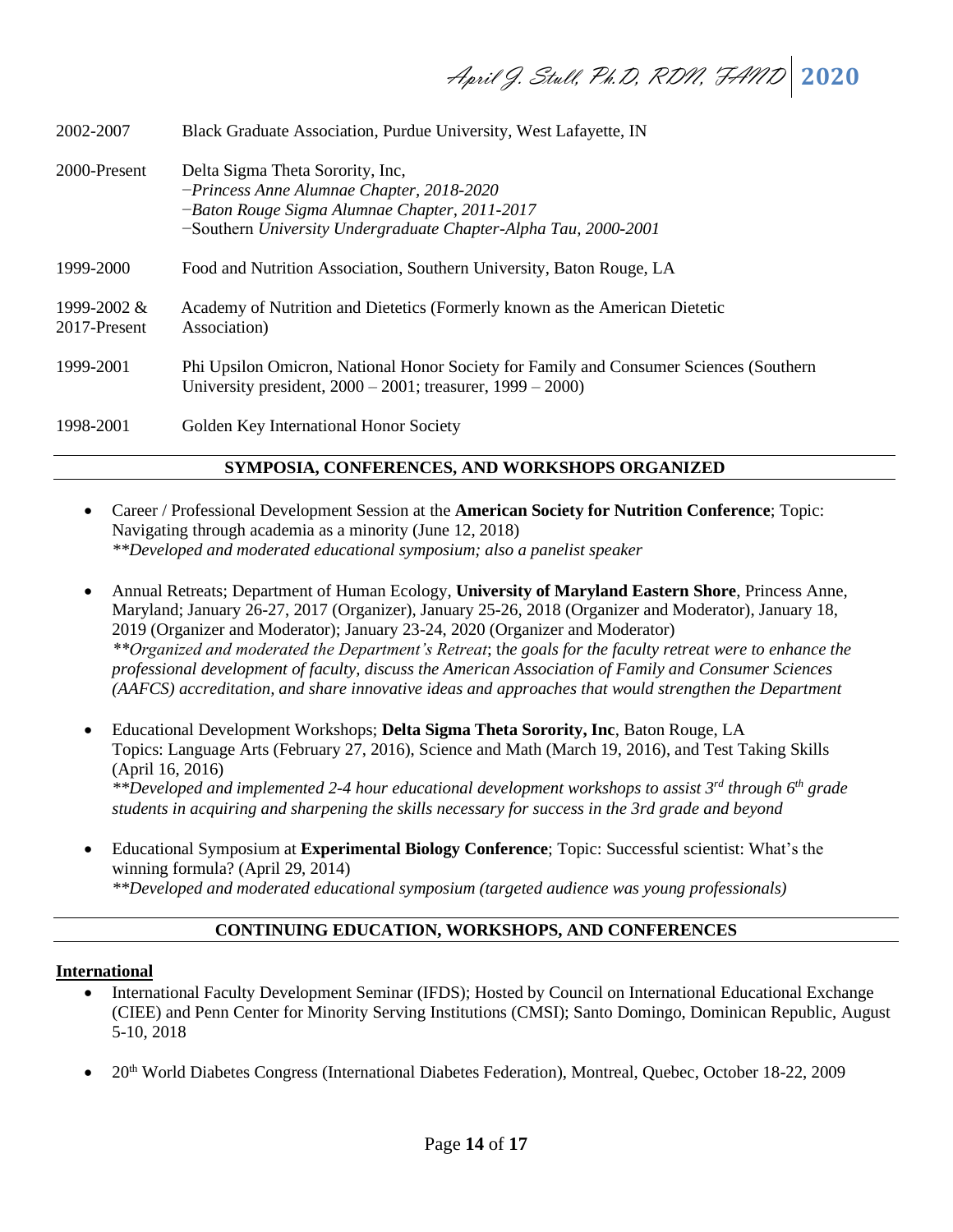| | |
|---|---|
| 2002-2007 | Black Graduate Association, Purdue University, West Lafayette, IN |
| 2000-Present | Delta Sigma Theta Sorority, Inc,<br>−*Princess Anne Alumnae Chapter, 2018-2020*<br>−*Baton Rouge Sigma Alumnae Chapter, 2011-2017*<br>−Southern *University Undergraduate Chapter-Alpha Tau, 2000-2001* |
| 1999-2000 | Food and Nutrition Association, Southern University, Baton Rouge, LA |
| 1999-2002 & 2017-Present | Academy of Nutrition and Dietetics (Formerly known as the American Dietetic Association) |
| 1999-2001 | Phi Upsilon Omicron, National Honor Society for Family and Consumer Sciences (Southern University president, 2000 – 2001; treasurer, 1999 – 2000) |
| 1998-2001 | Golden Key International Honor Society |

## SYMPOSIA, CONFERENCES, AND WORKSHOPS ORGANIZED

- Career / Professional Development Session at the **American Society for Nutrition Conference**; Topic: Navigating through academia as a minority (June 12, 2018)
  *\*\*Developed and moderated educational symposium; also a panelist speaker*

- Annual Retreats; Department of Human Ecology, **University of Maryland Eastern Shore**, Princess Anne, Maryland; January 26-27, 2017 (Organizer), January 25-26, 2018 (Organizer and Moderator), January 18, 2019 (Organizer and Moderator); January 23-24, 2020 (Organizer and Moderator)
  *\*\*Organized and moderated the Department's Retreat*; t*he goals for the faculty retreat were to enhance the professional development of faculty, discuss the American Association of Family and Consumer Sciences (AAFCS) accreditation, and share innovative ideas and approaches that would strengthen the Department*

- Educational Development Workshops; **Delta Sigma Theta Sorority, Inc**, Baton Rouge, LA
  Topics: Language Arts (February 27, 2016), Science and Math (March 19, 2016), and Test Taking Skills (April 16, 2016)
  *\*\*Developed and implemented 2-4 hour educational development workshops to assist 3rd through 6th grade students in acquiring and sharpening the skills necessary for success in the 3rd grade and beyond*

- Educational Symposium at **Experimental Biology Conference**; Topic: Successful scientist: What's the winning formula? (April 29, 2014)
  *\*\*Developed and moderated educational symposium (targeted audience was young professionals)*

## CONTINUING EDUCATION, WORKSHOPS, AND CONFERENCES

**International**

- International Faculty Development Seminar (IFDS); Hosted by Council on International Educational Exchange (CIEE) and Penn Center for Minority Serving Institutions (CMSI); Santo Domingo, Dominican Republic, August 5-10, 2018

- 20th World Diabetes Congress (International Diabetes Federation), Montreal, Quebec, October 18-22, 2009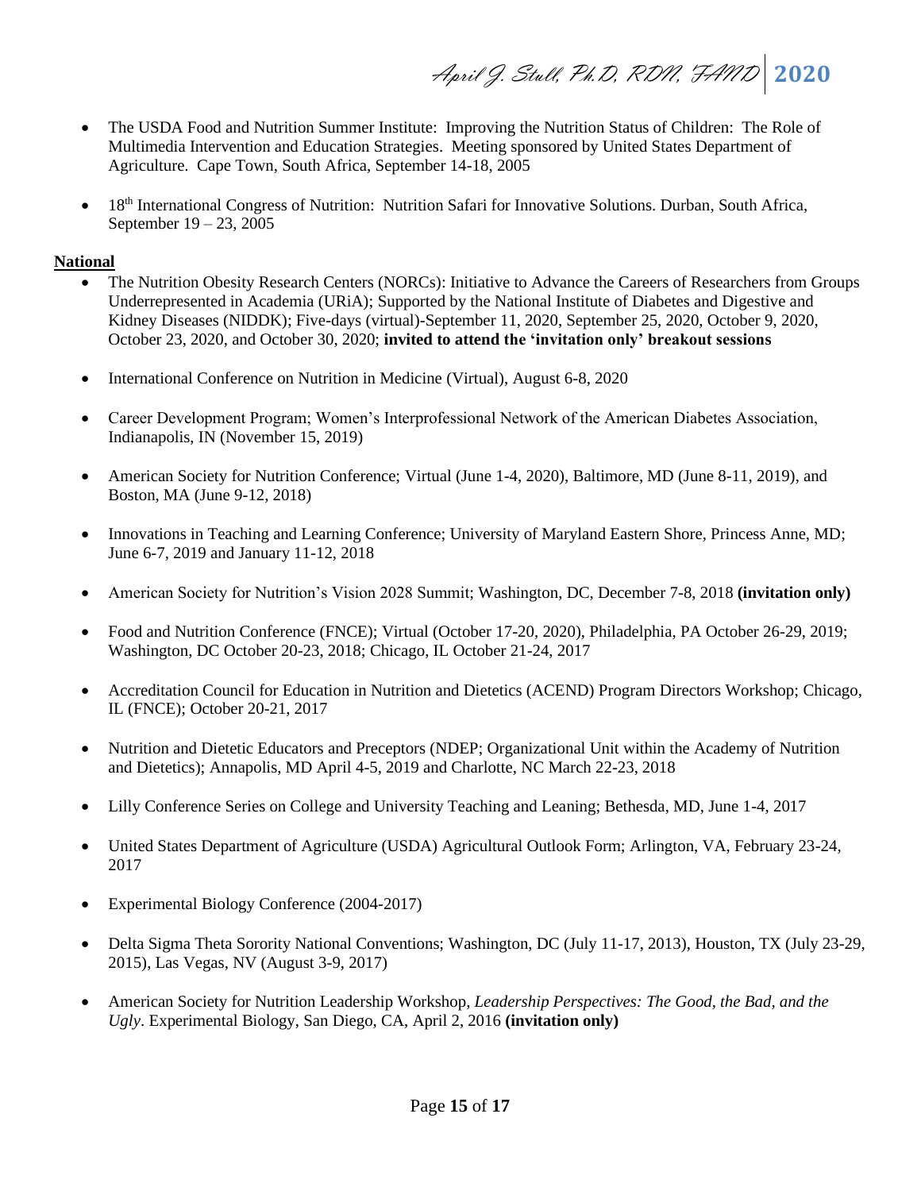- The USDA Food and Nutrition Summer Institute: Improving the Nutrition Status of Children: The Role of Multimedia Intervention and Education Strategies. Meeting sponsored by United States Department of Agriculture. Cape Town, South Africa, September 14-18, 2005

- 18th International Congress of Nutrition: Nutrition Safari for Innovative Solutions. Durban, South Africa, September 19 – 23, 2005

**National**

- The Nutrition Obesity Research Centers (NORCs): Initiative to Advance the Careers of Researchers from Groups Underrepresented in Academia (URiA); Supported by the National Institute of Diabetes and Digestive and Kidney Diseases (NIDDK); Five-days (virtual)-September 11, 2020, September 25, 2020, October 9, 2020, October 23, 2020, and October 30, 2020; **invited to attend the 'invitation only' breakout sessions**

- International Conference on Nutrition in Medicine (Virtual), August 6-8, 2020

- Career Development Program; Women's Interprofessional Network of the American Diabetes Association, Indianapolis, IN (November 15, 2019)

- American Society for Nutrition Conference; Virtual (June 1-4, 2020), Baltimore, MD (June 8-11, 2019), and Boston, MA (June 9-12, 2018)

- Innovations in Teaching and Learning Conference; University of Maryland Eastern Shore, Princess Anne, MD; June 6-7, 2019 and January 11-12, 2018

- American Society for Nutrition's Vision 2028 Summit; Washington, DC, December 7-8, 2018 **(invitation only)**

- Food and Nutrition Conference (FNCE); Virtual (October 17-20, 2020), Philadelphia, PA October 26-29, 2019; Washington, DC October 20-23, 2018; Chicago, IL October 21-24, 2017

- Accreditation Council for Education in Nutrition and Dietetics (ACEND) Program Directors Workshop; Chicago, IL (FNCE); October 20-21, 2017

- Nutrition and Dietetic Educators and Preceptors (NDEP; Organizational Unit within the Academy of Nutrition and Dietetics); Annapolis, MD April 4-5, 2019 and Charlotte, NC March 22-23, 2018

- Lilly Conference Series on College and University Teaching and Leaning; Bethesda, MD, June 1-4, 2017

- United States Department of Agriculture (USDA) Agricultural Outlook Form; Arlington, VA, February 23-24, 2017

- Experimental Biology Conference (2004-2017)

- Delta Sigma Theta Sorority National Conventions; Washington, DC (July 11-17, 2013), Houston, TX (July 23-29, 2015), Las Vegas, NV (August 3-9, 2017)

- American Society for Nutrition Leadership Workshop, *Leadership Perspectives: The Good, the Bad, and the Ugly*. Experimental Biology, San Diego, CA, April 2, 2016 **(invitation only)**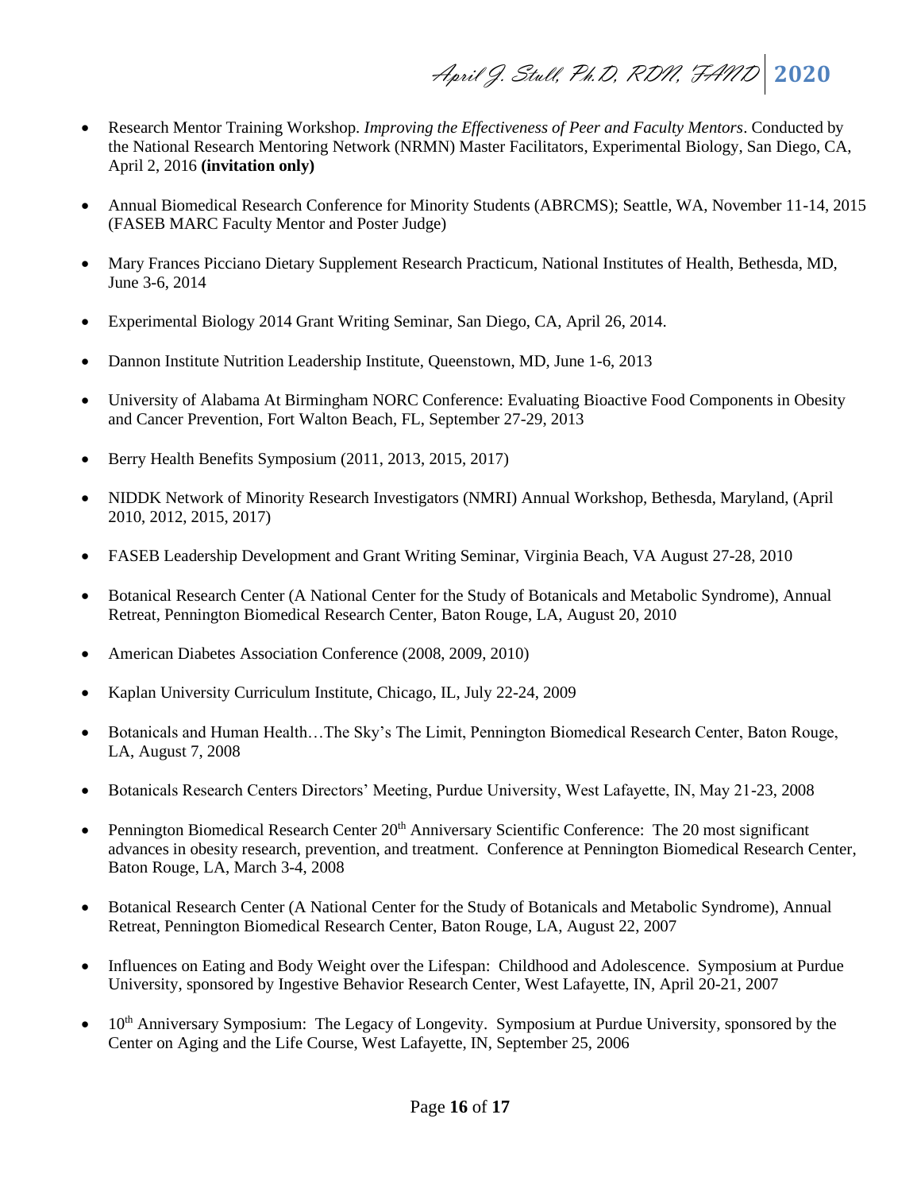- Research Mentor Training Workshop. *Improving the Effectiveness of Peer and Faculty Mentors*. Conducted by the National Research Mentoring Network (NRMN) Master Facilitators, Experimental Biology, San Diego, CA, April 2, 2016 **(invitation only)**

- Annual Biomedical Research Conference for Minority Students (ABRCMS); Seattle, WA, November 11-14, 2015 (FASEB MARC Faculty Mentor and Poster Judge)

- Mary Frances Picciano Dietary Supplement Research Practicum, National Institutes of Health, Bethesda, MD, June 3-6, 2014

- Experimental Biology 2014 Grant Writing Seminar, San Diego, CA, April 26, 2014.

- Dannon Institute Nutrition Leadership Institute, Queenstown, MD, June 1-6, 2013

- University of Alabama At Birmingham NORC Conference: Evaluating Bioactive Food Components in Obesity and Cancer Prevention, Fort Walton Beach, FL, September 27-29, 2013

- Berry Health Benefits Symposium (2011, 2013, 2015, 2017)

- NIDDK Network of Minority Research Investigators (NMRI) Annual Workshop, Bethesda, Maryland, (April 2010, 2012, 2015, 2017)

- FASEB Leadership Development and Grant Writing Seminar, Virginia Beach, VA August 27-28, 2010

- Botanical Research Center (A National Center for the Study of Botanicals and Metabolic Syndrome), Annual Retreat, Pennington Biomedical Research Center, Baton Rouge, LA, August 20, 2010

- American Diabetes Association Conference (2008, 2009, 2010)

- Kaplan University Curriculum Institute, Chicago, IL, July 22-24, 2009

- Botanicals and Human Health…The Sky's The Limit, Pennington Biomedical Research Center, Baton Rouge, LA, August 7, 2008

- Botanicals Research Centers Directors' Meeting, Purdue University, West Lafayette, IN, May 21-23, 2008

- Pennington Biomedical Research Center 20th Anniversary Scientific Conference: The 20 most significant advances in obesity research, prevention, and treatment. Conference at Pennington Biomedical Research Center, Baton Rouge, LA, March 3-4, 2008

- Botanical Research Center (A National Center for the Study of Botanicals and Metabolic Syndrome), Annual Retreat, Pennington Biomedical Research Center, Baton Rouge, LA, August 22, 2007

- Influences on Eating and Body Weight over the Lifespan: Childhood and Adolescence. Symposium at Purdue University, sponsored by Ingestive Behavior Research Center, West Lafayette, IN, April 20-21, 2007

- 10th Anniversary Symposium: The Legacy of Longevity. Symposium at Purdue University, sponsored by the Center on Aging and the Life Course, West Lafayette, IN, September 25, 2006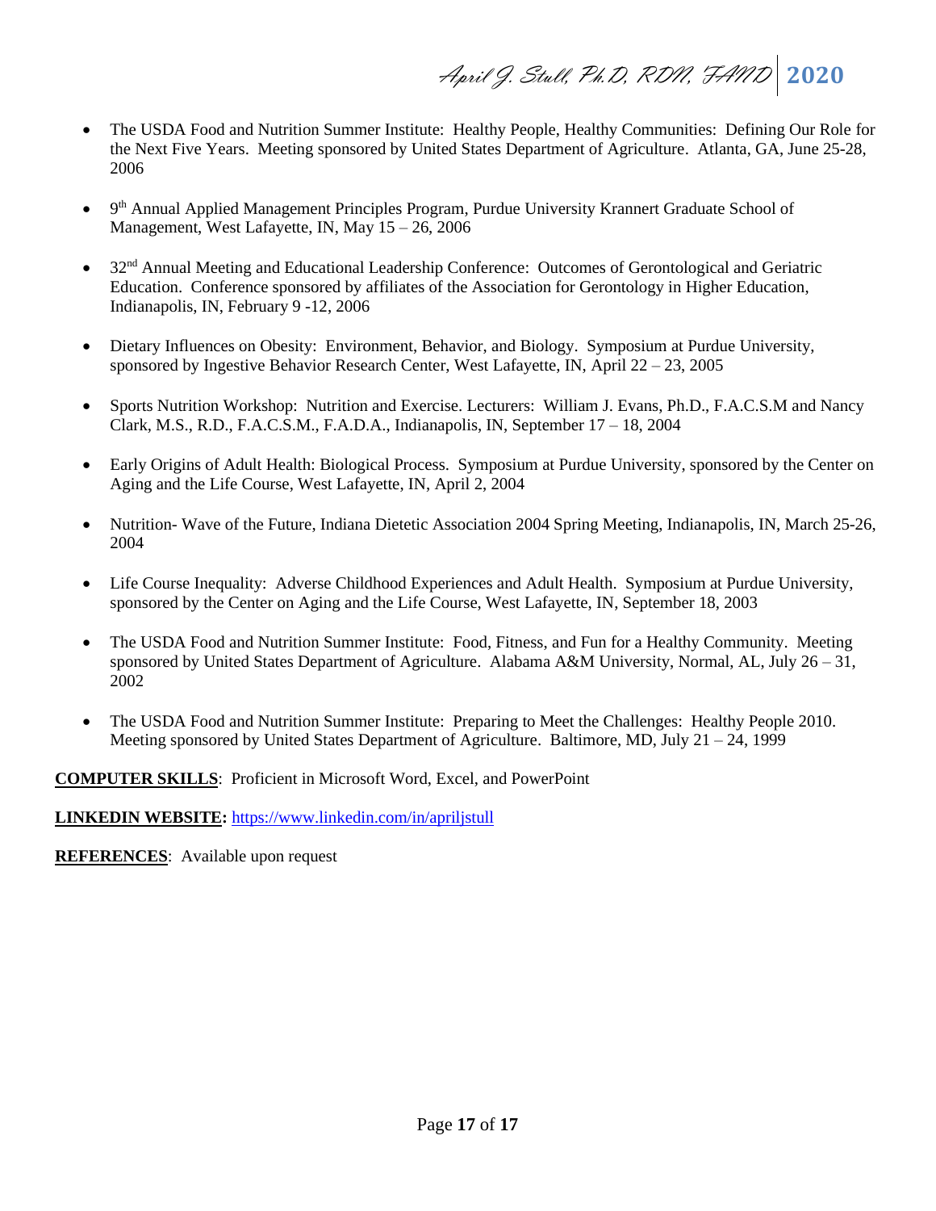- The USDA Food and Nutrition Summer Institute: Healthy People, Healthy Communities: Defining Our Role for the Next Five Years. Meeting sponsored by United States Department of Agriculture. Atlanta, GA, June 25-28, 2006

- 9th Annual Applied Management Principles Program, Purdue University Krannert Graduate School of Management, West Lafayette, IN, May 15 – 26, 2006

- 32nd Annual Meeting and Educational Leadership Conference: Outcomes of Gerontological and Geriatric Education. Conference sponsored by affiliates of the Association for Gerontology in Higher Education, Indianapolis, IN, February 9 -12, 2006

- Dietary Influences on Obesity: Environment, Behavior, and Biology. Symposium at Purdue University, sponsored by Ingestive Behavior Research Center, West Lafayette, IN, April 22 – 23, 2005

- Sports Nutrition Workshop: Nutrition and Exercise. Lecturers: William J. Evans, Ph.D., F.A.C.S.M and Nancy Clark, M.S., R.D., F.A.C.S.M., F.A.D.A., Indianapolis, IN, September 17 – 18, 2004

- Early Origins of Adult Health: Biological Process. Symposium at Purdue University, sponsored by the Center on Aging and the Life Course, West Lafayette, IN, April 2, 2004

- Nutrition- Wave of the Future, Indiana Dietetic Association 2004 Spring Meeting, Indianapolis, IN, March 25-26, 2004

- Life Course Inequality: Adverse Childhood Experiences and Adult Health. Symposium at Purdue University, sponsored by the Center on Aging and the Life Course, West Lafayette, IN, September 18, 2003

- The USDA Food and Nutrition Summer Institute: Food, Fitness, and Fun for a Healthy Community. Meeting sponsored by United States Department of Agriculture. Alabama A&M University, Normal, AL, July 26 – 31, 2002

- The USDA Food and Nutrition Summer Institute: Preparing to Meet the Challenges: Healthy People 2010. Meeting sponsored by United States Department of Agriculture. Baltimore, MD, July 21 – 24, 1999

**COMPUTER SKILLS**: Proficient in Microsoft Word, Excel, and PowerPoint

**LINKEDIN WEBSITE:** https://www.linkedin.com/in/apriljstull

**REFERENCES**: Available upon request